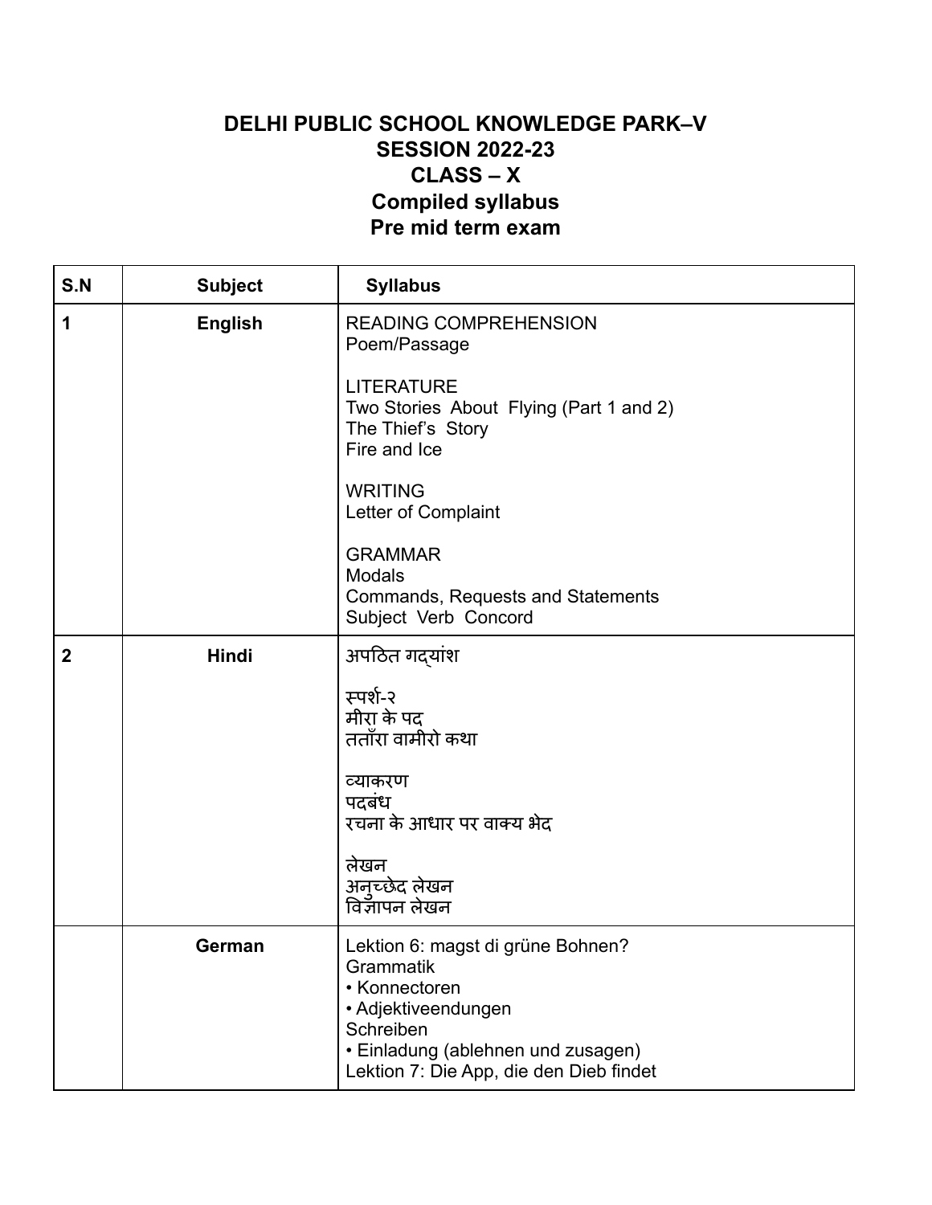# DELHI PUBLIC SCHOOL KNOWLEDGE PARK–V
## SESSION 2022-23
## CLASS – X
## Compiled syllabus
## Pre mid term exam

| S.N | Subject | Syllabus |
|---|---|---|
| 1 | English | READING COMPREHENSION<br>Poem/Passage<br><br>LITERATURE<br>Two Stories About Flying (Part 1 and 2)<br>The Thief's Story<br>Fire and Ice<br><br>WRITING<br>Letter of Complaint<br><br>GRAMMAR<br>Modals<br>Commands, Requests and Statements<br>Subject Verb Concord |
| 2 | Hindi | अपठित गद्यांश<br><br>स्पर्श-२<br>मीरा के पद<br>तताँरा वामीरो कथा<br><br>व्याकरण<br>पदबंध<br>रचना के आधार पर वाक्य भेद<br><br>लेखन<br>अनुच्छेद लेखन<br>विज्ञापन लेखन |
| | German | Lektion 6: magst di grüne Bohnen?<br>Grammatik<br>• Konnectoren<br>• Adjektiveendungen<br>Schreiben<br>• Einladung (ablehnen und zusagen)<br>Lektion 7: Die App, die den Dieb findet |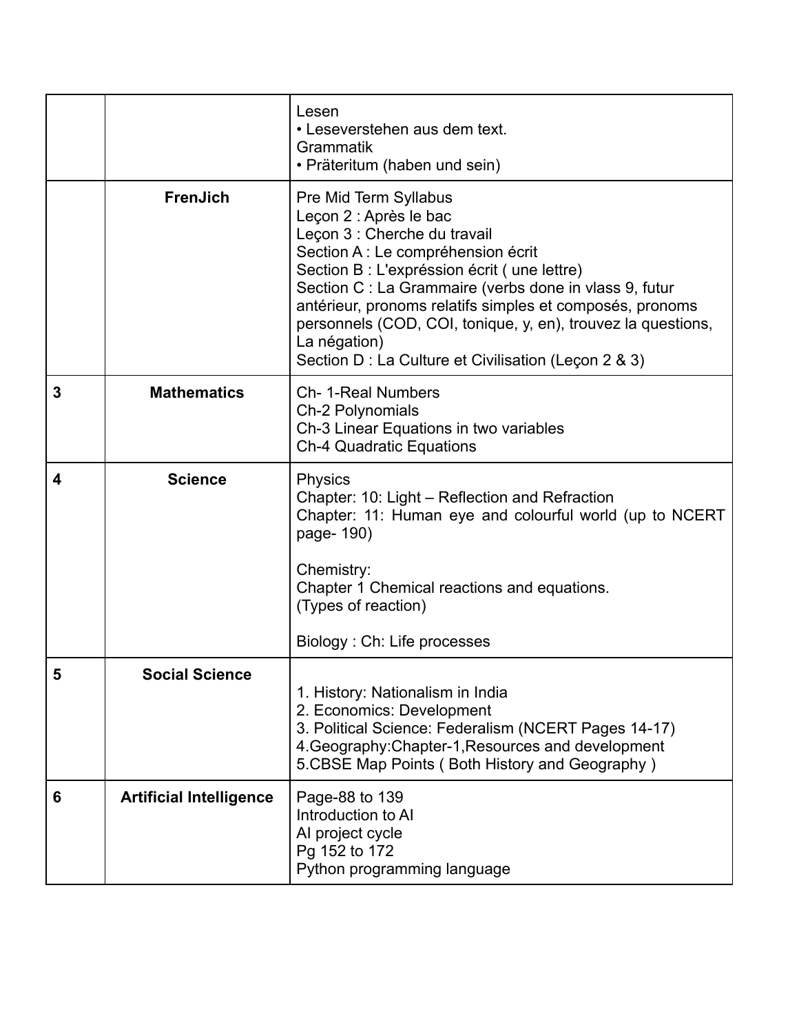| | | |
|---|---|---|
| | | Lesen<br>• Leseverstehen aus dem text.<br>Grammatik<br>• Präteritum (haben und sein) |
| | **FrenJich** | Pre Mid Term Syllabus<br>Leçon 2 : Après le bac<br>Leçon 3 : Cherche du travail<br>Section A : Le compréhension écrit<br>Section B : L'expréssion écrit ( une lettre)<br>Section C : La Grammaire (verbs done in vlass 9, futur antérieur, pronoms relatifs simples et composés, pronoms personnels (COD, COI, tonique, y, en), trouvez la questions, La négation)<br>Section D : La Culture et Civilisation (Leçon 2 & 3) |
| 3 | **Mathematics** | Ch- 1-Real Numbers<br>Ch-2 Polynomials<br>Ch-3 Linear Equations in two variables<br>Ch-4 Quadratic Equations |
| 4 | **Science** | Physics<br>Chapter: 10: Light – Reflection and Refraction<br>Chapter: 11: Human eye and colourful world (up to NCERT page- 190)<br><br>Chemistry:<br>Chapter 1 Chemical reactions and equations.<br>(Types of reaction)<br><br>Biology : Ch: Life processes |
| 5 | **Social Science** | 1. History: Nationalism in India<br>2. Economics: Development<br>3. Political Science: Federalism (NCERT Pages 14-17)<br>4.Geography:Chapter-1,Resources and development<br>5.CBSE Map Points ( Both History and Geography ) |
| 6 | **Artificial Intelligence** | Page-88 to 139<br>Introduction to AI<br>AI project cycle<br>Pg 152 to 172<br>Python programming language |